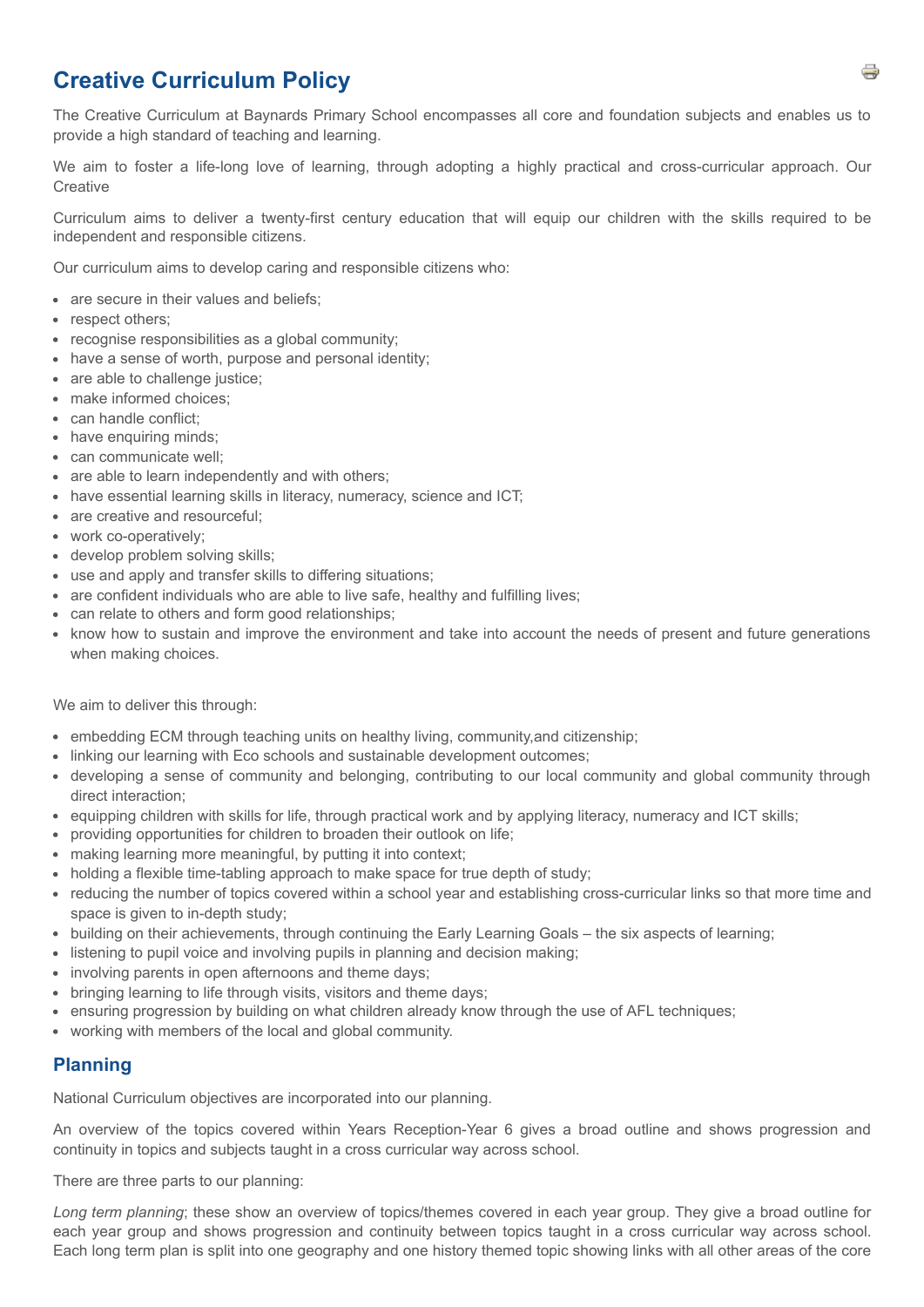# Creative Curriculum Policy

The Creative Curriculum at Baynards Primary School encompasses all core and foundation subjects and enables us to provide a high standard of teaching and learning.

We aim to foster a life-long love of learning, through adopting a highly practical and cross-curricular approach. Our Creative

Curriculum aims to deliver a twenty-first century education that will equip our children with the skills required to be independent and responsible citizens.

Our curriculum aims to develop caring and responsible citizens who:

- are secure in their values and beliefs;
- respect others;
- recognise responsibilities as a global community;
- have a sense of worth, purpose and personal identity;
- are able to challenge justice;
- make informed choices;
- can handle conflict;
- have enquiring minds;
- can communicate well;
- are able to learn independently and with others;
- have essential learning skills in literacy, numeracy, science and ICT;
- are creative and resourceful;
- work co-operatively;
- develop problem solving skills;
- use and apply and transfer skills to differing situations;
- are confident individuals who are able to live safe, healthy and fulfilling lives;
- can relate to others and form good relationships;
- know how to sustain and improve the environment and take into account the needs of present and future generations when making choices.

We aim to deliver this through:

- embedding ECM through teaching units on healthy living, community,and citizenship;
- linking our learning with Eco schools and sustainable development outcomes;
- developing a sense of community and belonging, contributing to our local community and global community through direct interaction;
- equipping children with skills for life, through practical work and by applying literacy, numeracy and ICT skills;
- providing opportunities for children to broaden their outlook on life;
- making learning more meaningful, by putting it into context;
- holding a flexible time-tabling approach to make space for true depth of study;
- reducing the number of topics covered within a school year and establishing cross-curricular links so that more time and space is given to in-depth study;
- building on their achievements, through continuing the Early Learning Goals – the six aspects of learning;
- listening to pupil voice and involving pupils in planning and decision making;
- involving parents in open afternoons and theme days;
- bringing learning to life through visits, visitors and theme days;
- ensuring progression by building on what children already know through the use of AFL techniques;
- working with members of the local and global community.

## Planning

National Curriculum objectives are incorporated into our planning.

An overview of the topics covered within Years Reception-Year 6 gives a broad outline and shows progression and continuity in topics and subjects taught in a cross curricular way across school.

There are three parts to our planning:

*Long term planning*; these show an overview of topics/themes covered in each year group. They give a broad outline for each year group and shows progression and continuity between topics taught in a cross curricular way across school. Each long term plan is split into one geography and one history themed topic showing links with all other areas of the core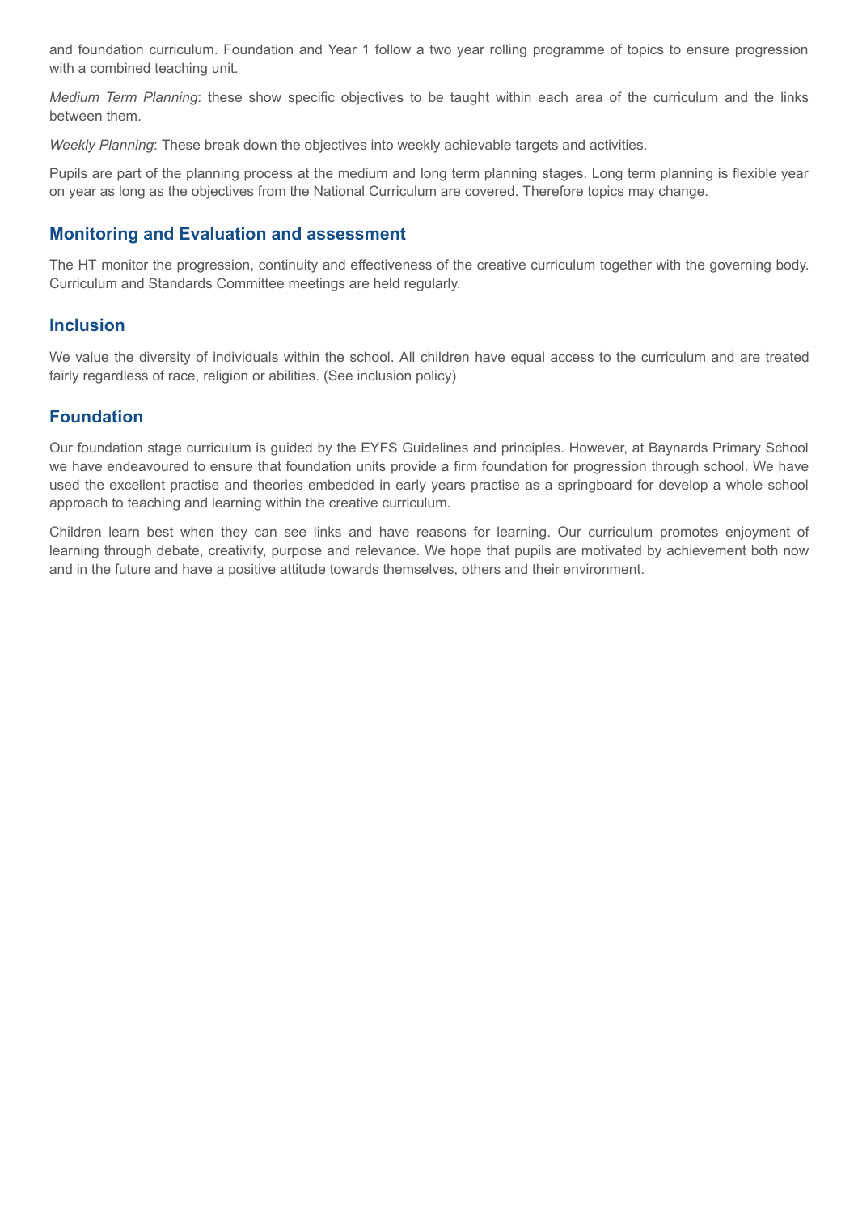and foundation curriculum. Foundation and Year 1 follow a two year rolling programme of topics to ensure progression with a combined teaching unit.

*Medium Term Planning*: these show specific objectives to be taught within each area of the curriculum and the links between them.

*Weekly Planning*: These break down the objectives into weekly achievable targets and activities.

Pupils are part of the planning process at the medium and long term planning stages. Long term planning is flexible year on year as long as the objectives from the National Curriculum are covered. Therefore topics may change.

## Monitoring and Evaluation and assessment

The HT monitor the progression, continuity and effectiveness of the creative curriculum together with the governing body. Curriculum and Standards Committee meetings are held regularly.

## Inclusion

We value the diversity of individuals within the school. All children have equal access to the curriculum and are treated fairly regardless of race, religion or abilities. (See inclusion policy)

## Foundation

Our foundation stage curriculum is guided by the EYFS Guidelines and principles. However, at Baynards Primary School we have endeavoured to ensure that foundation units provide a firm foundation for progression through school. We have used the excellent practise and theories embedded in early years practise as a springboard for develop a whole school approach to teaching and learning within the creative curriculum.

Children learn best when they can see links and have reasons for learning. Our curriculum promotes enjoyment of learning through debate, creativity, purpose and relevance. We hope that pupils are motivated by achievement both now and in the future and have a positive attitude towards themselves, others and their environment.